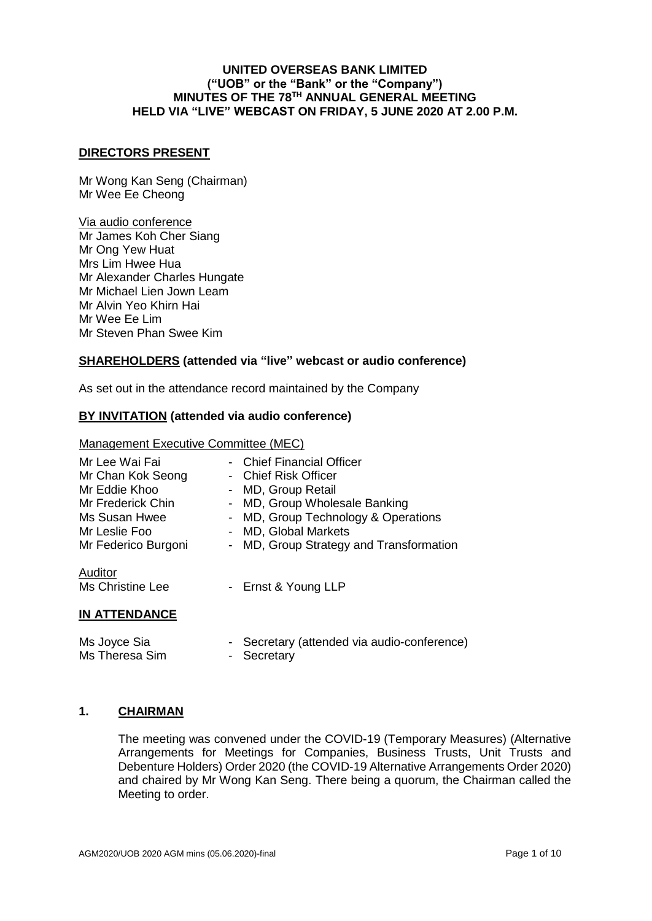# UNITED OVERSEAS BANK LIMITED
## ("UOB" or the "Bank" or the "Company")
## MINUTES OF THE 78TH ANNUAL GENERAL MEETING
## HELD VIA "LIVE" WEBCAST ON FRIDAY, 5 JUNE 2020 AT 2.00 P.M.

**DIRECTORS PRESENT**

Mr Wong Kan Seng (Chairman)
Mr Wee Ee Cheong

Via audio conference
Mr James Koh Cher Siang
Mr Ong Yew Huat
Mrs Lim Hwee Hua
Mr Alexander Charles Hungate
Mr Michael Lien Jown Leam
Mr Alvin Yeo Khirn Hai
Mr Wee Ee Lim
Mr Steven Phan Swee Kim

**SHAREHOLDERS (attended via "live" webcast or audio conference)**

As set out in the attendance record maintained by the Company

**BY INVITATION (attended via audio conference)**

Management Executive Committee (MEC)

| | |
|---|---|
| Mr Lee Wai Fai | - Chief Financial Officer |
| Mr Chan Kok Seong | - Chief Risk Officer |
| Mr Eddie Khoo | - MD, Group Retail |
| Mr Frederick Chin | - MD, Group Wholesale Banking |
| Ms Susan Hwee | - MD, Group Technology & Operations |
| Mr Leslie Foo | - MD, Global Markets |
| Mr Federico Burgoni | - MD, Group Strategy and Transformation |

Auditor

| | |
|---|---|
| Ms Christine Lee | - Ernst & Young LLP |

**IN ATTENDANCE**

| | |
|---|---|
| Ms Joyce Sia | - Secretary (attended via audio-conference) |
| Ms Theresa Sim | - Secretary |

**1. CHAIRMAN**

The meeting was convened under the COVID-19 (Temporary Measures) (Alternative Arrangements for Meetings for Companies, Business Trusts, Unit Trusts and Debenture Holders) Order 2020 (the COVID-19 Alternative Arrangements Order 2020) and chaired by Mr Wong Kan Seng. There being a quorum, the Chairman called the Meeting to order.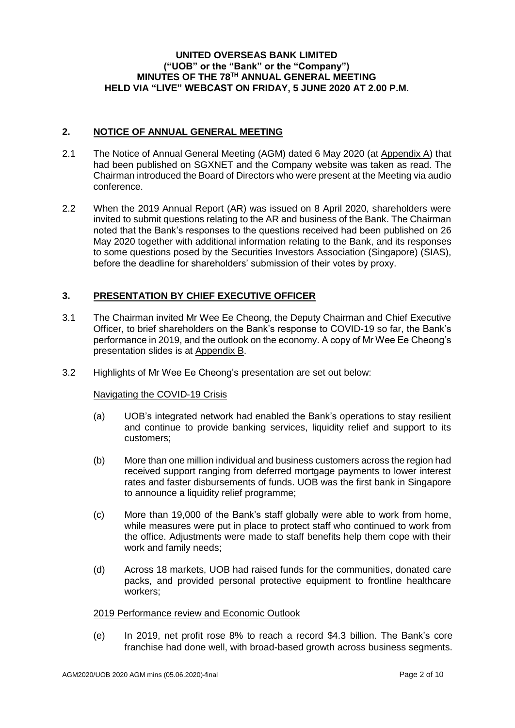**UNITED OVERSEAS BANK LIMITED**
**("UOB" or the "Bank" or the "Company")**
**MINUTES OF THE 78TH ANNUAL GENERAL MEETING**
**HELD VIA "LIVE" WEBCAST ON FRIDAY, 5 JUNE 2020 AT 2.00 P.M.**

## 2. NOTICE OF ANNUAL GENERAL MEETING

2.1 The Notice of Annual General Meeting (AGM) dated 6 May 2020 (at Appendix A) that had been published on SGXNET and the Company website was taken as read. The Chairman introduced the Board of Directors who were present at the Meeting via audio conference.

2.2 When the 2019 Annual Report (AR) was issued on 8 April 2020, shareholders were invited to submit questions relating to the AR and business of the Bank. The Chairman noted that the Bank's responses to the questions received had been published on 26 May 2020 together with additional information relating to the Bank, and its responses to some questions posed by the Securities Investors Association (Singapore) (SIAS), before the deadline for shareholders' submission of their votes by proxy.

## 3. PRESENTATION BY CHIEF EXECUTIVE OFFICER

3.1 The Chairman invited Mr Wee Ee Cheong, the Deputy Chairman and Chief Executive Officer, to brief shareholders on the Bank's response to COVID-19 so far, the Bank's performance in 2019, and the outlook on the economy. A copy of Mr Wee Ee Cheong's presentation slides is at Appendix B.

3.2 Highlights of Mr Wee Ee Cheong's presentation are set out below:

Navigating the COVID-19 Crisis

(a) UOB's integrated network had enabled the Bank's operations to stay resilient and continue to provide banking services, liquidity relief and support to its customers;

(b) More than one million individual and business customers across the region had received support ranging from deferred mortgage payments to lower interest rates and faster disbursements of funds. UOB was the first bank in Singapore to announce a liquidity relief programme;

(c) More than 19,000 of the Bank's staff globally were able to work from home, while measures were put in place to protect staff who continued to work from the office. Adjustments were made to staff benefits help them cope with their work and family needs;

(d) Across 18 markets, UOB had raised funds for the communities, donated care packs, and provided personal protective equipment to frontline healthcare workers;

2019 Performance review and Economic Outlook

(e) In 2019, net profit rose 8% to reach a record $4.3 billion. The Bank's core franchise had done well, with broad-based growth across business segments.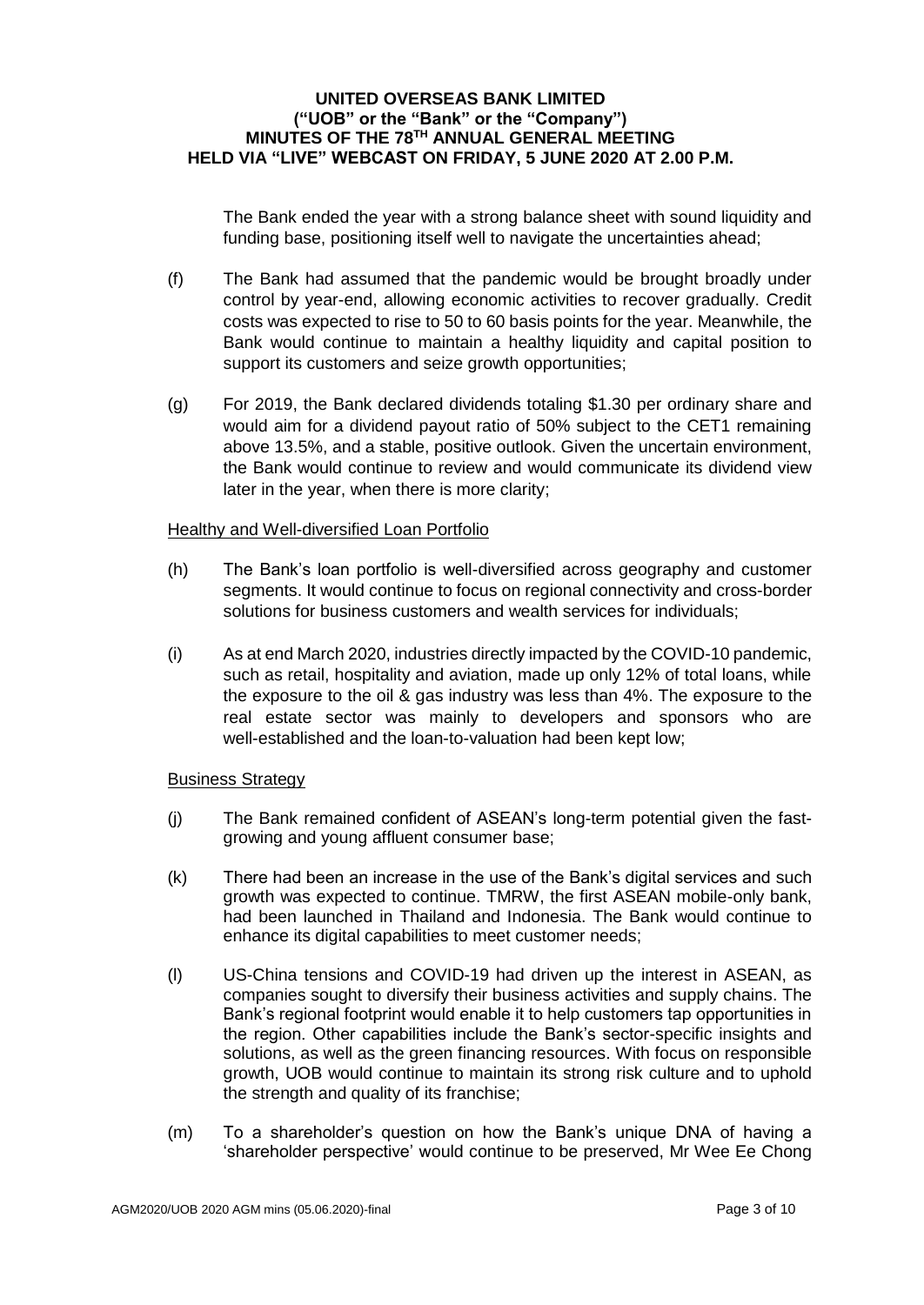The Bank ended the year with a strong balance sheet with sound liquidity and funding base, positioning itself well to navigate the uncertainties ahead;

(f) The Bank had assumed that the pandemic would be brought broadly under control by year-end, allowing economic activities to recover gradually. Credit costs was expected to rise to 50 to 60 basis points for the year. Meanwhile, the Bank would continue to maintain a healthy liquidity and capital position to support its customers and seize growth opportunities;

(g) For 2019, the Bank declared dividends totaling $1.30 per ordinary share and would aim for a dividend payout ratio of 50% subject to the CET1 remaining above 13.5%, and a stable, positive outlook. Given the uncertain environment, the Bank would continue to review and would communicate its dividend view later in the year, when there is more clarity;

<u>Healthy and Well-diversified Loan Portfolio</u>

(h) The Bank's loan portfolio is well-diversified across geography and customer segments. It would continue to focus on regional connectivity and cross-border solutions for business customers and wealth services for individuals;

(i) As at end March 2020, industries directly impacted by the COVID-10 pandemic, such as retail, hospitality and aviation, made up only 12% of total loans, while the exposure to the oil & gas industry was less than 4%. The exposure to the real estate sector was mainly to developers and sponsors who are well-established and the loan-to-valuation had been kept low;

<u>Business Strategy</u>

(j) The Bank remained confident of ASEAN's long-term potential given the fast-growing and young affluent consumer base;

(k) There had been an increase in the use of the Bank's digital services and such growth was expected to continue. TMRW, the first ASEAN mobile-only bank, had been launched in Thailand and Indonesia. The Bank would continue to enhance its digital capabilities to meet customer needs;

(l) US-China tensions and COVID-19 had driven up the interest in ASEAN, as companies sought to diversify their business activities and supply chains. The Bank's regional footprint would enable it to help customers tap opportunities in the region. Other capabilities include the Bank's sector-specific insights and solutions, as well as the green financing resources. With focus on responsible growth, UOB would continue to maintain its strong risk culture and to uphold the strength and quality of its franchise;

(m) To a shareholder's question on how the Bank's unique DNA of having a 'shareholder perspective' would continue to be preserved, Mr Wee Ee Chong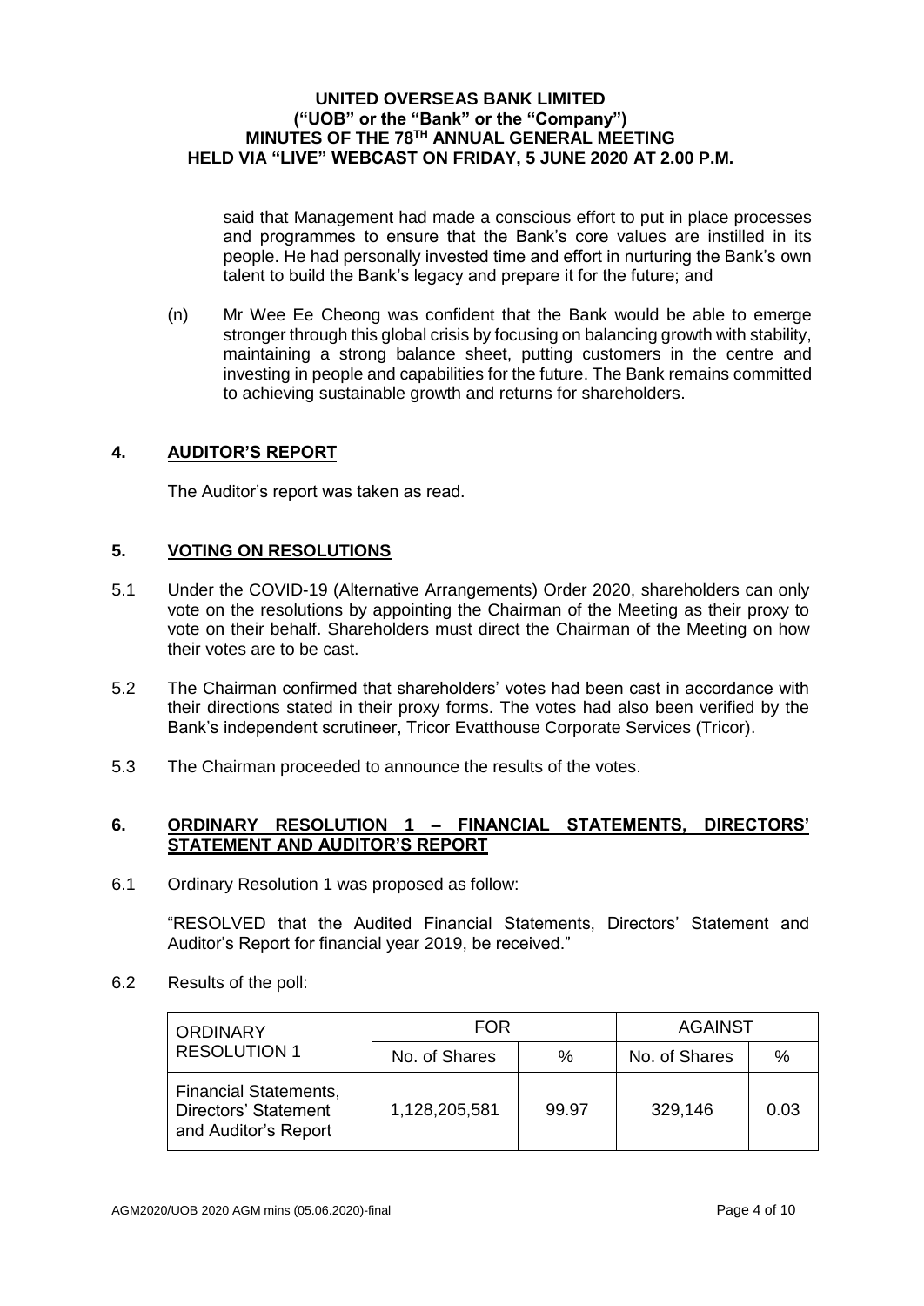said that Management had made a conscious effort to put in place processes and programmes to ensure that the Bank's core values are instilled in its people. He had personally invested time and effort in nurturing the Bank's own talent to build the Bank's legacy and prepare it for the future; and

(n) Mr Wee Ee Cheong was confident that the Bank would be able to emerge stronger through this global crisis by focusing on balancing growth with stability, maintaining a strong balance sheet, putting customers in the centre and investing in people and capabilities for the future. The Bank remains committed to achieving sustainable growth and returns for shareholders.

## 4. AUDITOR'S REPORT

The Auditor's report was taken as read.

## 5. VOTING ON RESOLUTIONS

5.1 Under the COVID-19 (Alternative Arrangements) Order 2020, shareholders can only vote on the resolutions by appointing the Chairman of the Meeting as their proxy to vote on their behalf. Shareholders must direct the Chairman of the Meeting on how their votes are to be cast.

5.2 The Chairman confirmed that shareholders' votes had been cast in accordance with their directions stated in their proxy forms. The votes had also been verified by the Bank's independent scrutineer, Tricor Evatthouse Corporate Services (Tricor).

5.3 The Chairman proceeded to announce the results of the votes.

## 6. ORDINARY RESOLUTION 1 – FINANCIAL STATEMENTS, DIRECTORS' STATEMENT AND AUDITOR'S REPORT

6.1 Ordinary Resolution 1 was proposed as follow:

"RESOLVED that the Audited Financial Statements, Directors' Statement and Auditor's Report for financial year 2019, be received."

6.2 Results of the poll:

| ORDINARY RESOLUTION 1 | FOR | | AGAINST | |
|---|---|---|---|---|
| | No. of Shares | % | No. of Shares | % |
| Financial Statements, Directors' Statement and Auditor's Report | 1,128,205,581 | 99.97 | 329,146 | 0.03 |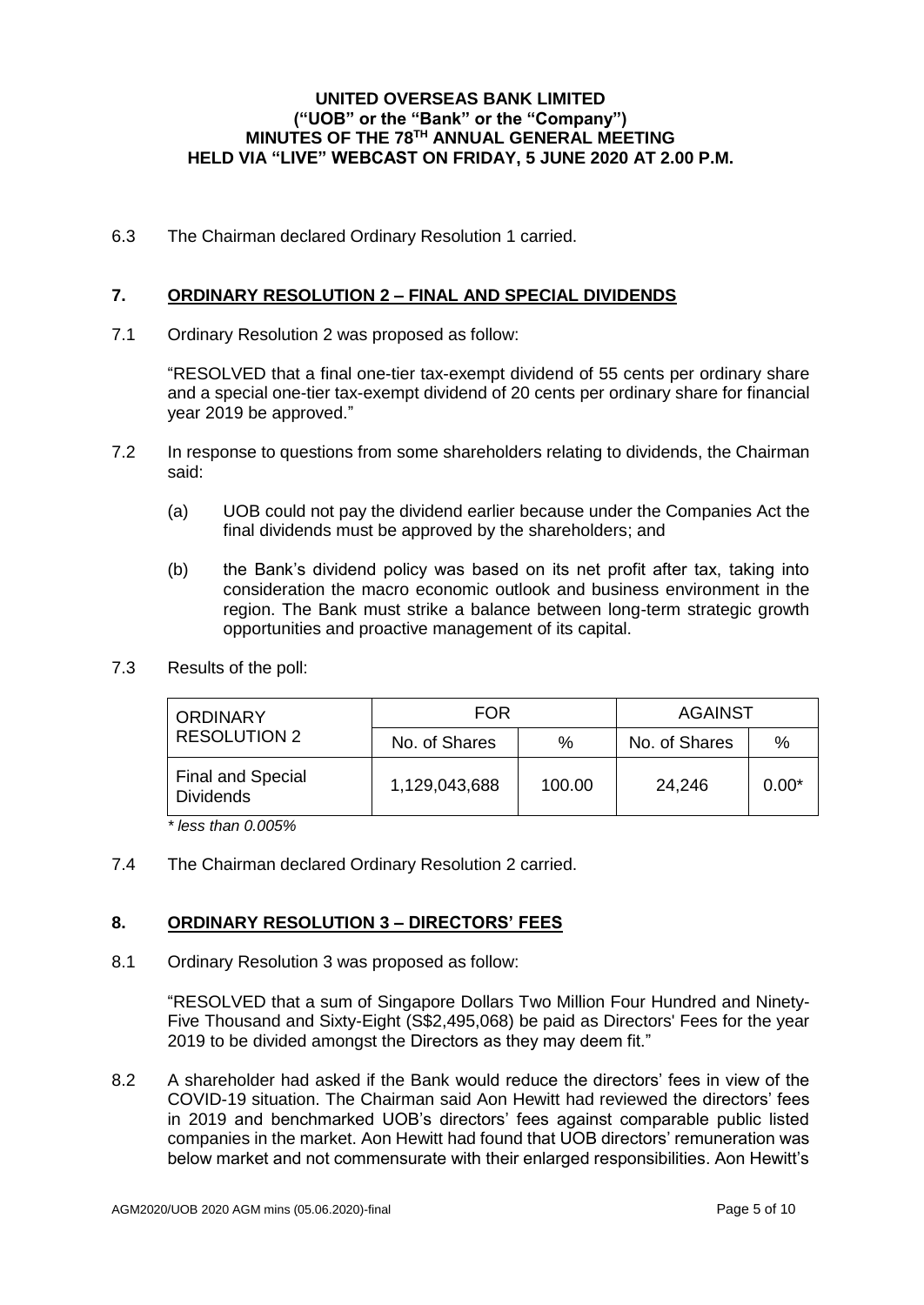6.3 The Chairman declared Ordinary Resolution 1 carried.

## 7. ORDINARY RESOLUTION 2 – FINAL AND SPECIAL DIVIDENDS

7.1 Ordinary Resolution 2 was proposed as follow:

"RESOLVED that a final one-tier tax-exempt dividend of 55 cents per ordinary share and a special one-tier tax-exempt dividend of 20 cents per ordinary share for financial year 2019 be approved."

7.2 In response to questions from some shareholders relating to dividends, the Chairman said:

(a) UOB could not pay the dividend earlier because under the Companies Act the final dividends must be approved by the shareholders; and

(b) the Bank's dividend policy was based on its net profit after tax, taking into consideration the macro economic outlook and business environment in the region. The Bank must strike a balance between long-term strategic growth opportunities and proactive management of its capital.

7.3 Results of the poll:

| ORDINARY RESOLUTION 2 | FOR | | AGAINST | |
|---|---|---|---|---|
| | No. of Shares | % | No. of Shares | % |
| Final and Special Dividends | 1,129,043,688 | 100.00 | 24,246 | 0.00* |

*\* less than 0.005%*

7.4 The Chairman declared Ordinary Resolution 2 carried.

## 8. ORDINARY RESOLUTION 3 – DIRECTORS' FEES

8.1 Ordinary Resolution 3 was proposed as follow:

"RESOLVED that a sum of Singapore Dollars Two Million Four Hundred and Ninety-Five Thousand and Sixty-Eight (S$2,495,068) be paid as Directors' Fees for the year 2019 to be divided amongst the Directors as they may deem fit."

8.2 A shareholder had asked if the Bank would reduce the directors' fees in view of the COVID-19 situation. The Chairman said Aon Hewitt had reviewed the directors' fees in 2019 and benchmarked UOB's directors' fees against comparable public listed companies in the market. Aon Hewitt had found that UOB directors' remuneration was below market and not commensurate with their enlarged responsibilities. Aon Hewitt's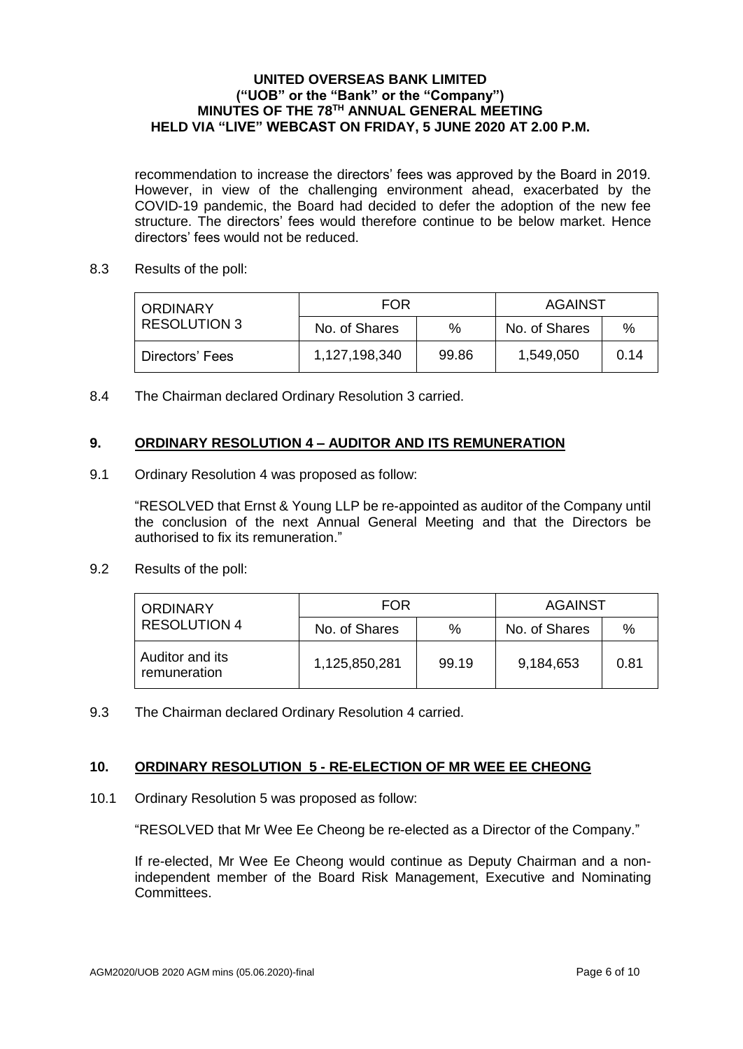recommendation to increase the directors' fees was approved by the Board in 2019. However, in view of the challenging environment ahead, exacerbated by the COVID-19 pandemic, the Board had decided to defer the adoption of the new fee structure. The directors' fees would therefore continue to be below market. Hence directors' fees would not be reduced.

8.3 Results of the poll:

| ORDINARY RESOLUTION 3 | FOR | | AGAINST | |
|---|---|---|---|---|
| | No. of Shares | % | No. of Shares | % |
| Directors' Fees | 1,127,198,340 | 99.86 | 1,549,050 | 0.14 |

8.4 The Chairman declared Ordinary Resolution 3 carried.

## 9. ORDINARY RESOLUTION 4 – AUDITOR AND ITS REMUNERATION

9.1 Ordinary Resolution 4 was proposed as follow:

"RESOLVED that Ernst & Young LLP be re-appointed as auditor of the Company until the conclusion of the next Annual General Meeting and that the Directors be authorised to fix its remuneration."

9.2 Results of the poll:

| ORDINARY RESOLUTION 4 | FOR | | AGAINST | |
|---|---|---|---|---|
| | No. of Shares | % | No. of Shares | % |
| Auditor and its remuneration | 1,125,850,281 | 99.19 | 9,184,653 | 0.81 |

9.3 The Chairman declared Ordinary Resolution 4 carried.

## 10. ORDINARY RESOLUTION 5 - RE-ELECTION OF MR WEE EE CHEONG

10.1 Ordinary Resolution 5 was proposed as follow:

"RESOLVED that Mr Wee Ee Cheong be re-elected as a Director of the Company."

If re-elected, Mr Wee Ee Cheong would continue as Deputy Chairman and a non-independent member of the Board Risk Management, Executive and Nominating Committees.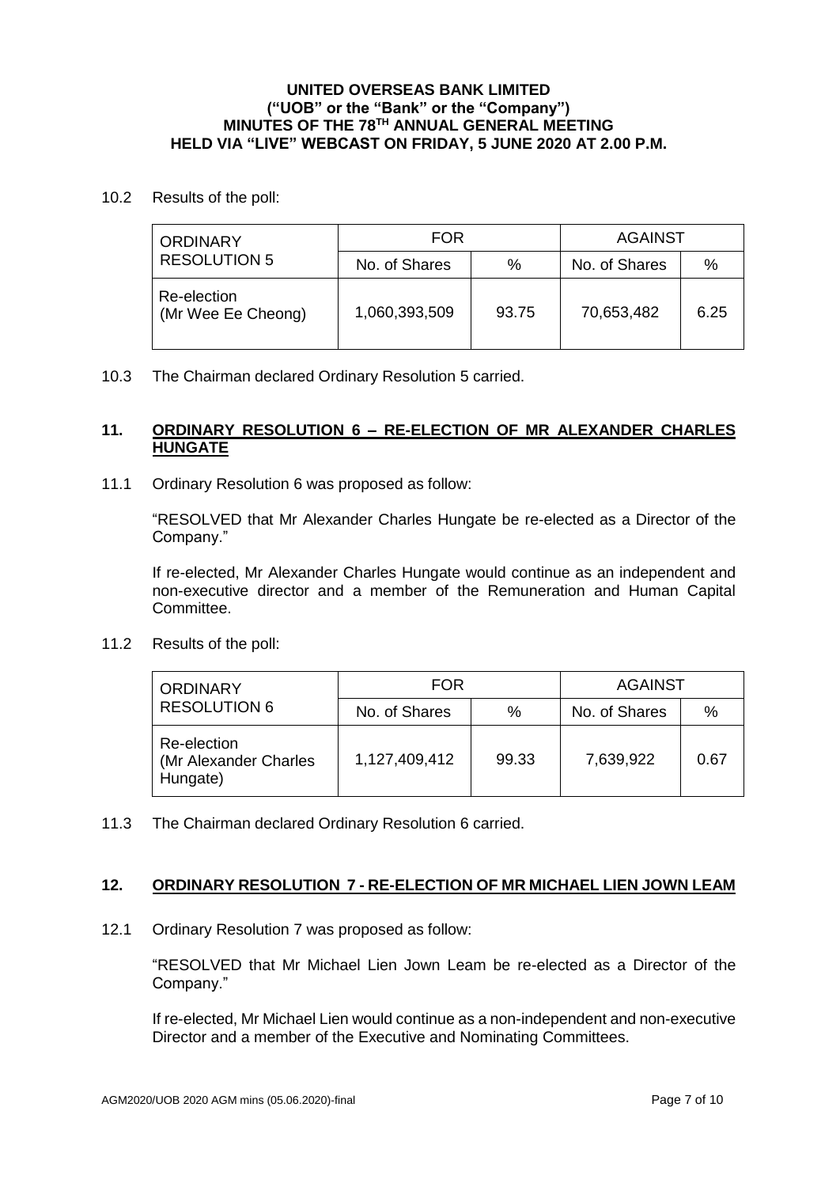**UNITED OVERSEAS BANK LIMITED**
**("UOB" or the "Bank" or the "Company")**
**MINUTES OF THE 78TH ANNUAL GENERAL MEETING**
**HELD VIA "LIVE" WEBCAST ON FRIDAY, 5 JUNE 2020 AT 2.00 P.M.**

10.2 Results of the poll:

| ORDINARY RESOLUTION 5 | FOR | | AGAINST | |
|---|---|---|---|---|
| | No. of Shares | % | No. of Shares | % |
| Re-election (Mr Wee Ee Cheong) | 1,060,393,509 | 93.75 | 70,653,482 | 6.25 |

10.3 The Chairman declared Ordinary Resolution 5 carried.

## 11. ORDINARY RESOLUTION 6 – RE-ELECTION OF MR ALEXANDER CHARLES HUNGATE

11.1 Ordinary Resolution 6 was proposed as follow:

"RESOLVED that Mr Alexander Charles Hungate be re-elected as a Director of the Company."

If re-elected, Mr Alexander Charles Hungate would continue as an independent and non-executive director and a member of the Remuneration and Human Capital Committee.

11.2 Results of the poll:

| ORDINARY RESOLUTION 6 | FOR | | AGAINST | |
|---|---|---|---|---|
| | No. of Shares | % | No. of Shares | % |
| Re-election (Mr Alexander Charles Hungate) | 1,127,409,412 | 99.33 | 7,639,922 | 0.67 |

11.3 The Chairman declared Ordinary Resolution 6 carried.

## 12. ORDINARY RESOLUTION 7 - RE-ELECTION OF MR MICHAEL LIEN JOWN LEAM

12.1 Ordinary Resolution 7 was proposed as follow:

"RESOLVED that Mr Michael Lien Jown Leam be re-elected as a Director of the Company."

If re-elected, Mr Michael Lien would continue as a non-independent and non-executive Director and a member of the Executive and Nominating Committees.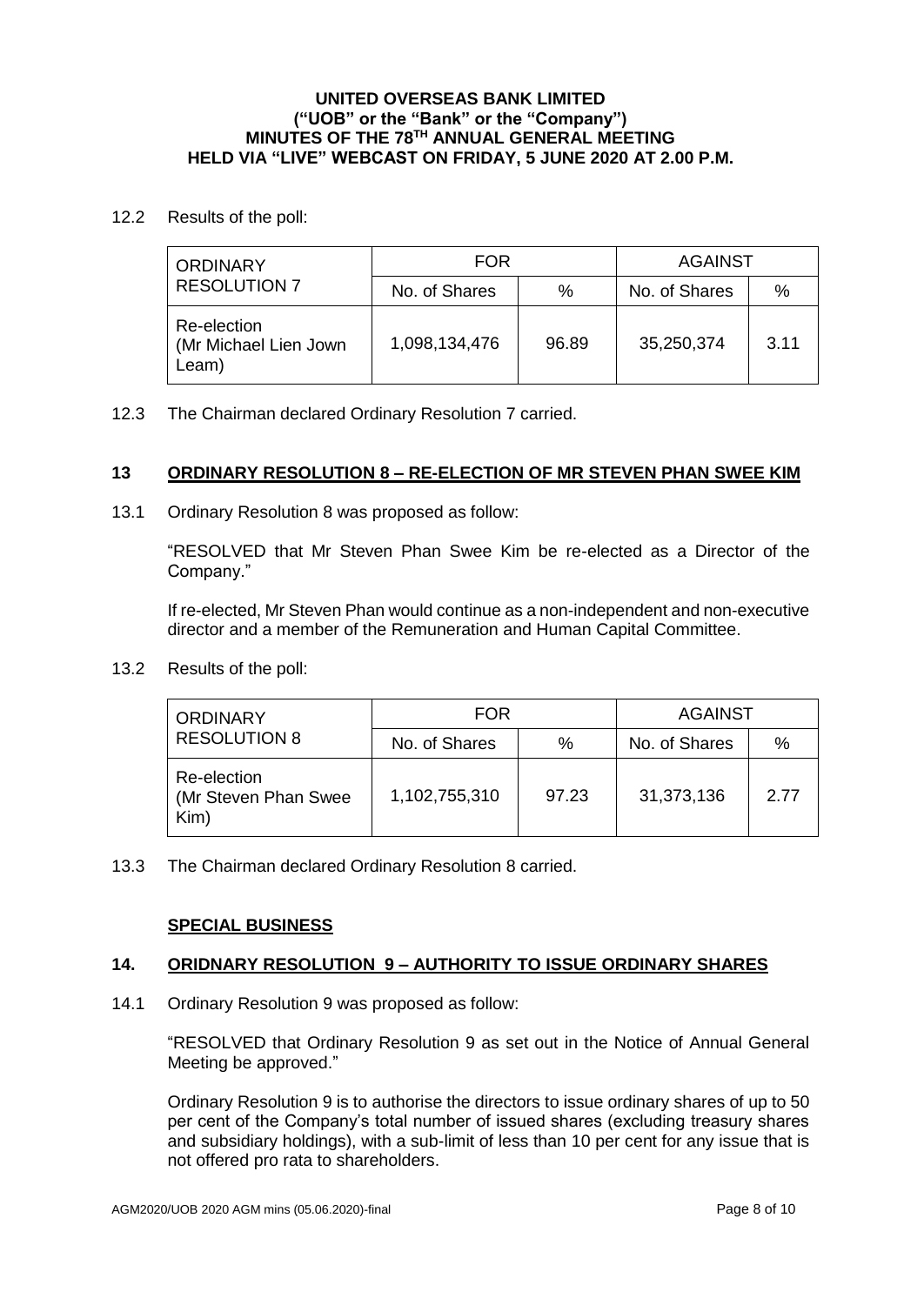12.2 Results of the poll:

| ORDINARY RESOLUTION 7 | FOR | | AGAINST | |
|---|---|---|---|---|
| | No. of Shares | % | No. of Shares | % |
| Re-election (Mr Michael Lien Jown Leam) | 1,098,134,476 | 96.89 | 35,250,374 | 3.11 |

12.3 The Chairman declared Ordinary Resolution 7 carried.

## 13 ORDINARY RESOLUTION 8 – RE-ELECTION OF MR STEVEN PHAN SWEE KIM

13.1 Ordinary Resolution 8 was proposed as follow:

"RESOLVED that Mr Steven Phan Swee Kim be re-elected as a Director of the Company."

If re-elected, Mr Steven Phan would continue as a non-independent and non-executive director and a member of the Remuneration and Human Capital Committee.

13.2 Results of the poll:

| ORDINARY RESOLUTION 8 | FOR | | AGAINST | |
|---|---|---|---|---|
| | No. of Shares | % | No. of Shares | % |
| Re-election (Mr Steven Phan Swee Kim) | 1,102,755,310 | 97.23 | 31,373,136 | 2.77 |

13.3 The Chairman declared Ordinary Resolution 8 carried.

## SPECIAL BUSINESS

## 14. ORIDNARY RESOLUTION 9 – AUTHORITY TO ISSUE ORDINARY SHARES

14.1 Ordinary Resolution 9 was proposed as follow:

"RESOLVED that Ordinary Resolution 9 as set out in the Notice of Annual General Meeting be approved."

Ordinary Resolution 9 is to authorise the directors to issue ordinary shares of up to 50 per cent of the Company's total number of issued shares (excluding treasury shares and subsidiary holdings), with a sub-limit of less than 10 per cent for any issue that is not offered pro rata to shareholders.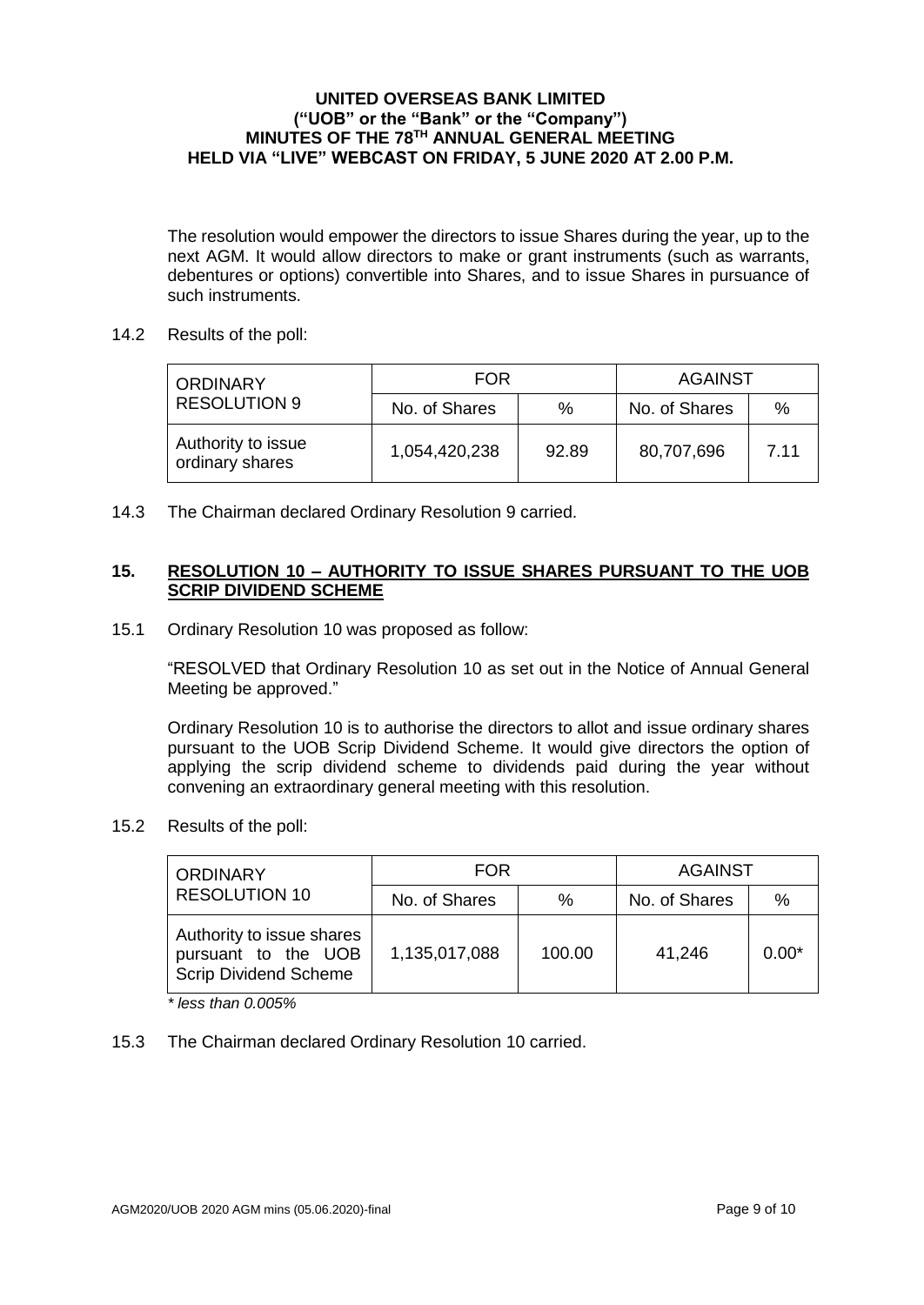The resolution would empower the directors to issue Shares during the year, up to the next AGM. It would allow directors to make or grant instruments (such as warrants, debentures or options) convertible into Shares, and to issue Shares in pursuance of such instruments.

14.2 Results of the poll:

| ORDINARY RESOLUTION 9 | FOR | | AGAINST | |
|---|---|---|---|---|
| | No. of Shares | % | No. of Shares | % |
| Authority to issue ordinary shares | 1,054,420,238 | 92.89 | 80,707,696 | 7.11 |

14.3 The Chairman declared Ordinary Resolution 9 carried.

## 15. RESOLUTION 10 – AUTHORITY TO ISSUE SHARES PURSUANT TO THE UOB SCRIP DIVIDEND SCHEME

15.1 Ordinary Resolution 10 was proposed as follow:

"RESOLVED that Ordinary Resolution 10 as set out in the Notice of Annual General Meeting be approved."

Ordinary Resolution 10 is to authorise the directors to allot and issue ordinary shares pursuant to the UOB Scrip Dividend Scheme. It would give directors the option of applying the scrip dividend scheme to dividends paid during the year without convening an extraordinary general meeting with this resolution.

15.2 Results of the poll:

| ORDINARY RESOLUTION 10 | FOR | | AGAINST | |
|---|---|---|---|---|
| | No. of Shares | % | No. of Shares | % |
| Authority to issue shares pursuant to the UOB Scrip Dividend Scheme | 1,135,017,088 | 100.00 | 41,246 | 0.00* |

*\* less than 0.005%*

15.3 The Chairman declared Ordinary Resolution 10 carried.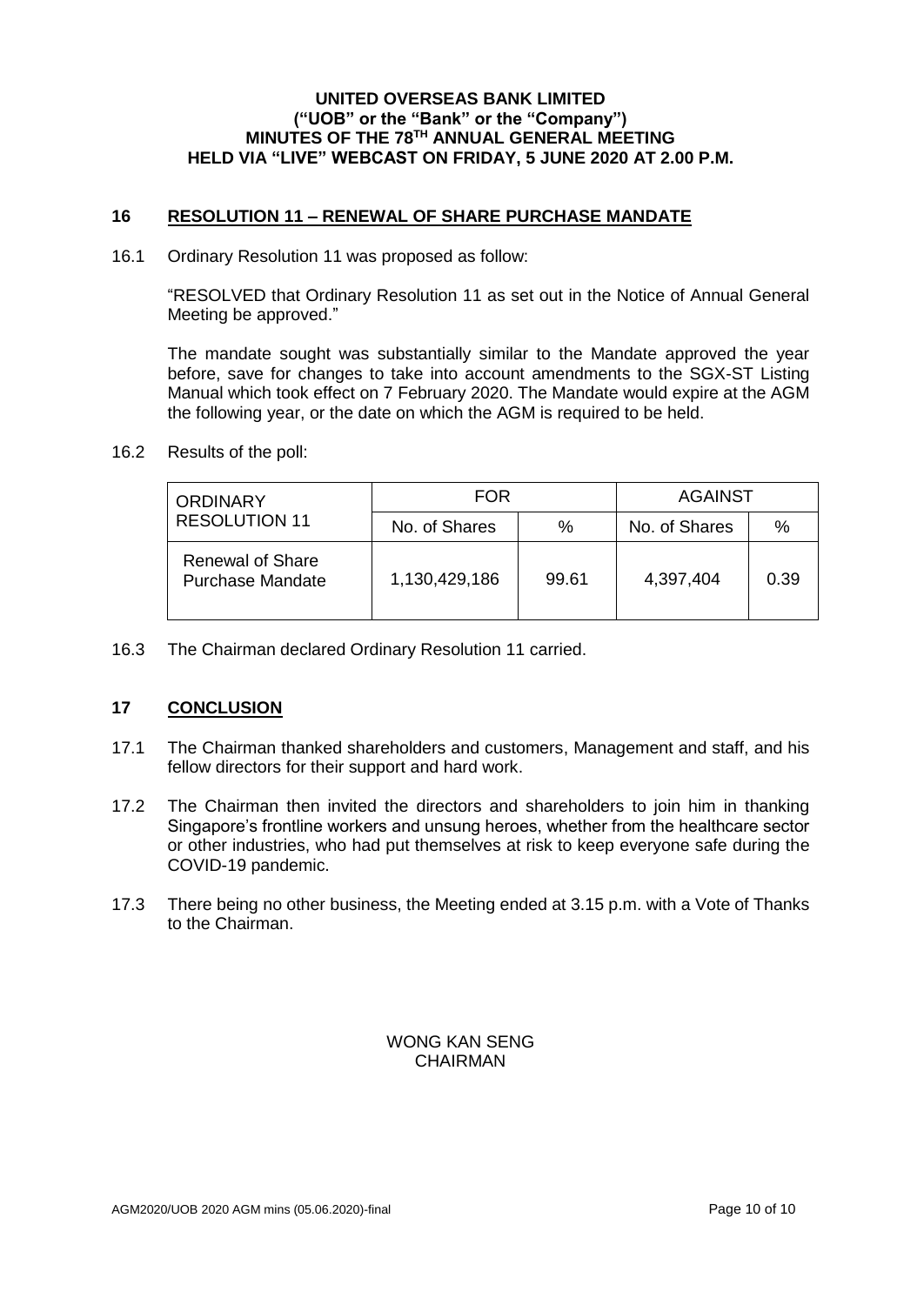**UNITED OVERSEAS BANK LIMITED**
**("UOB" or the "Bank" or the "Company")**
**MINUTES OF THE 78TH ANNUAL GENERAL MEETING**
**HELD VIA "LIVE" WEBCAST ON FRIDAY, 5 JUNE 2020 AT 2.00 P.M.**

## 16 RESOLUTION 11 – RENEWAL OF SHARE PURCHASE MANDATE

16.1 Ordinary Resolution 11 was proposed as follow:

"RESOLVED that Ordinary Resolution 11 as set out in the Notice of Annual General Meeting be approved."

The mandate sought was substantially similar to the Mandate approved the year before, save for changes to take into account amendments to the SGX-ST Listing Manual which took effect on 7 February 2020. The Mandate would expire at the AGM the following year, or the date on which the AGM is required to be held.

16.2 Results of the poll:

| ORDINARY RESOLUTION 11 | FOR | | AGAINST | |
|---|---|---|---|---|
| | No. of Shares | % | No. of Shares | % |
| Renewal of Share Purchase Mandate | 1,130,429,186 | 99.61 | 4,397,404 | 0.39 |

16.3 The Chairman declared Ordinary Resolution 11 carried.

## 17 CONCLUSION

17.1 The Chairman thanked shareholders and customers, Management and staff, and his fellow directors for their support and hard work.

17.2 The Chairman then invited the directors and shareholders to join him in thanking Singapore's frontline workers and unsung heroes, whether from the healthcare sector or other industries, who had put themselves at risk to keep everyone safe during the COVID-19 pandemic.

17.3 There being no other business, the Meeting ended at 3.15 p.m. with a Vote of Thanks to the Chairman.

WONG KAN SENG
CHAIRMAN